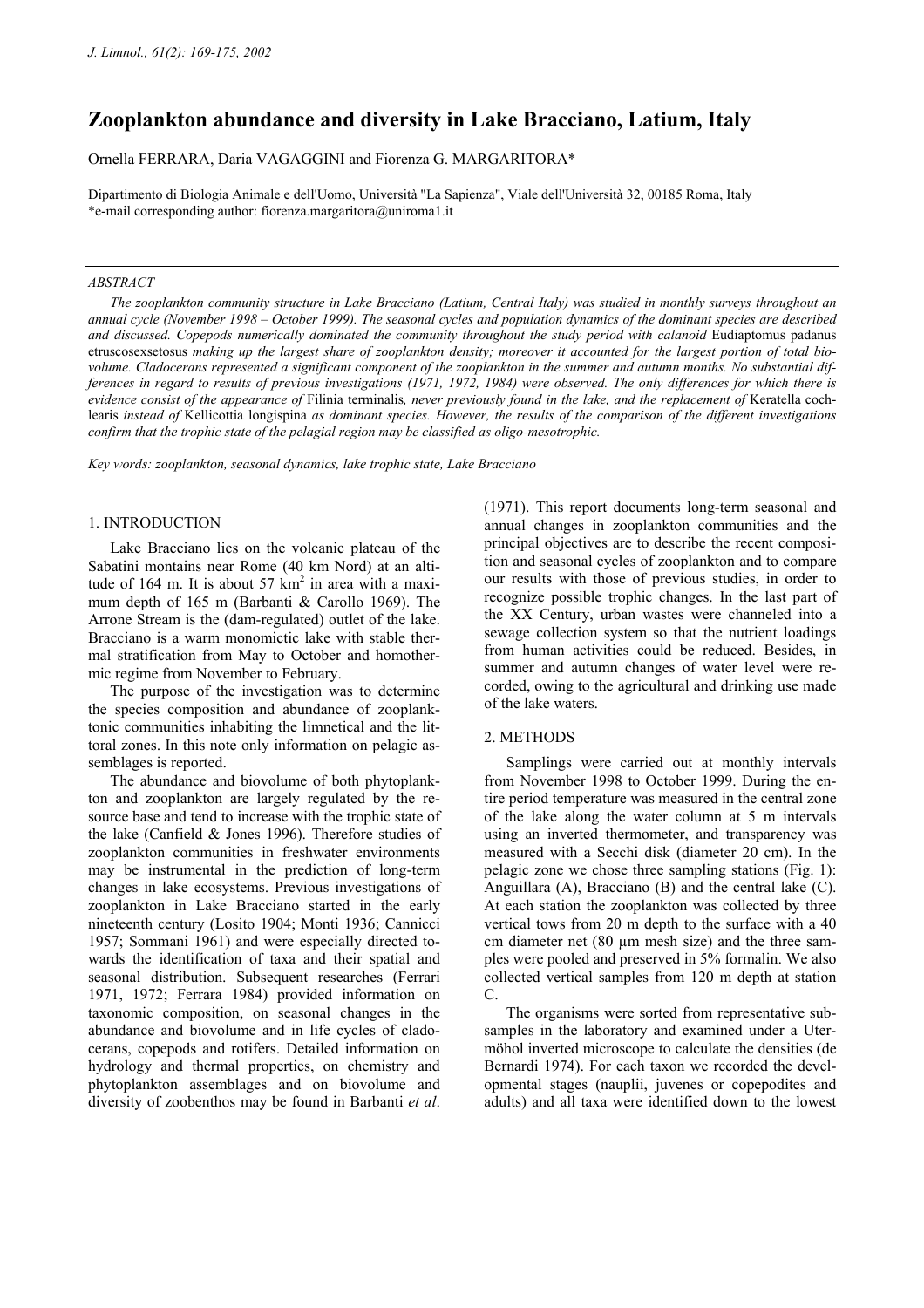# Zooplankton abundance and diversity in Lake Bracciano, Latium, Italy

Ornella FERRARA, Daria VAGAGGINI and Fiorenza G. MARGARITORA*

Dipartimento di Biologia Animale e dell'Uomo, Università "La Sapienza", Viale dell'Università 32, 00185 Roma, Italy
*e-mail corresponding author: fiorenza.margaritora@uniroma1.it

## ABSTRACT

*The zooplankton community structure in Lake Bracciano (Latium, Central Italy) was studied in monthly surveys throughout an annual cycle (November 1998 – October 1999). The seasonal cycles and population dynamics of the dominant species are described and discussed. Copepods numerically dominated the community throughout the study period with calanoid* Eudiaptomus padanus etruscosexsetosus *making up the largest share of zooplankton density; moreover it accounted for the largest portion of total biovolume. Cladocerans represented a significant component of the zooplankton in the summer and autumn months. No substantial differences in regard to results of previous investigations (1971, 1972, 1984) were observed. The only differences for which there is evidence consist of the appearance of* Filinia terminalis*, never previously found in the lake, and the replacement of* Keratella cochlearis *instead of* Kellicottia longispina *as dominant species. However, the results of the comparison of the different investigations confirm that the trophic state of the pelagial region may be classified as oligo-mesotrophic.*

*Key words: zooplankton, seasonal dynamics, lake trophic state, Lake Bracciano*

## 1. INTRODUCTION

Lake Bracciano lies on the volcanic plateau of the Sabatini montains near Rome (40 km Nord) at an altitude of 164 m. It is about 57 km$^2$ in area with a maximum depth of 165 m (Barbanti & Carollo 1969). The Arrone Stream is the (dam-regulated) outlet of the lake. Bracciano is a warm monomictic lake with stable thermal stratification from May to October and homothermic regime from November to February.

The purpose of the investigation was to determine the species composition and abundance of zooplanktonic communities inhabiting the limnetical and the littoral zones. In this note only information on pelagic assemblages is reported.

The abundance and biovolume of both phytoplankton and zooplankton are largely regulated by the resource base and tend to increase with the trophic state of the lake (Canfield & Jones 1996). Therefore studies of zooplankton communities in freshwater environments may be instrumental in the prediction of long-term changes in lake ecosystems. Previous investigations of zooplankton in Lake Bracciano started in the early nineteenth century (Losito 1904; Monti 1936; Cannicci 1957; Sommani 1961) and were especially directed towards the identification of taxa and their spatial and seasonal distribution. Subsequent researches (Ferrari 1971, 1972; Ferrara 1984) provided information on taxonomic composition, on seasonal changes in the abundance and biovolume and in life cycles of cladocerans, copepods and rotifers. Detailed information on hydrology and thermal properties, on chemistry and phytoplankton assemblages and on biovolume and diversity of zoobenthos may be found in Barbanti *et al*. (1971). This report documents long-term seasonal and annual changes in zooplankton communities and the principal objectives are to describe the recent composition and seasonal cycles of zooplankton and to compare our results with those of previous studies, in order to recognize possible trophic changes. In the last part of the XX Century, urban wastes were channeled into a sewage collection system so that the nutrient loadings from human activities could be reduced. Besides, in summer and autumn changes of water level were recorded, owing to the agricultural and drinking use made of the lake waters.

## 2. METHODS

Samplings were carried out at monthly intervals from November 1998 to October 1999. During the entire period temperature was measured in the central zone of the lake along the water column at 5 m intervals using an inverted thermometer, and transparency was measured with a Secchi disk (diameter 20 cm). In the pelagic zone we chose three sampling stations (Fig. 1): Anguillara (A), Bracciano (B) and the central lake (C). At each station the zooplankton was collected by three vertical tows from 20 m depth to the surface with a 40 cm diameter net (80 µm mesh size) and the three samples were pooled and preserved in 5% formalin. We also collected vertical samples from 120 m depth at station C.

The organisms were sorted from representative subsamples in the laboratory and examined under a Utermöhol inverted microscope to calculate the densities (de Bernardi 1974). For each taxon we recorded the developmental stages (nauplii, juvenes or copepodites and adults) and all taxa were identified down to the lowest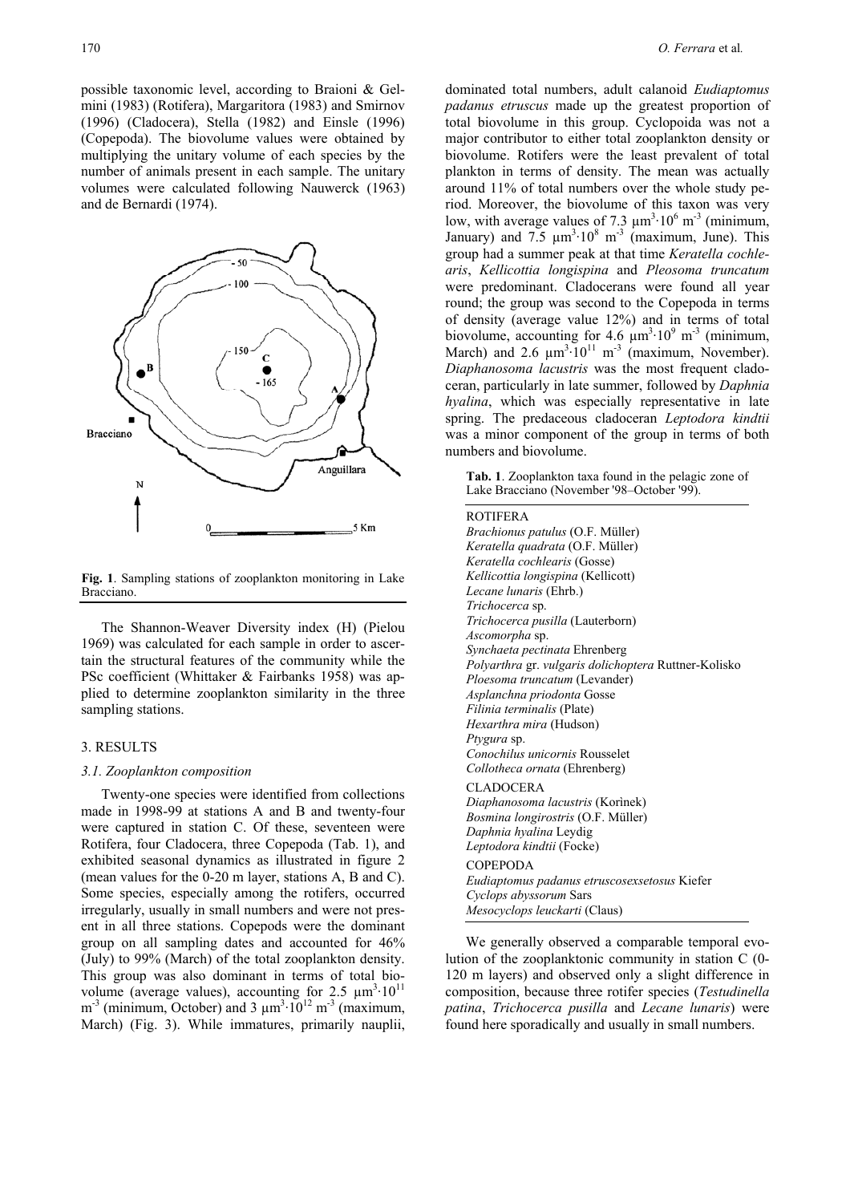possible taxonomic level, according to Braioni & Gelmini (1983) (Rotifera), Margaritora (1983) and Smirnov (1996) (Cladocera), Stella (1982) and Einsle (1996) (Copepoda). The biovolume values were obtained by multiplying the unitary volume of each species by the number of animals present in each sample. The unitary volumes were calculated following Nauwerck (1963) and de Bernardi (1974).

**Fig. 1**. Sampling stations of zooplankton monitoring in Lake Bracciano.

The Shannon-Weaver Diversity index (H) (Pielou 1969) was calculated for each sample in order to ascertain the structural features of the community while the PSc coefficient (Whittaker & Fairbanks 1958) was applied to determine zooplankton similarity in the three sampling stations.

## 3. RESULTS

### *3.1. Zooplankton composition*

Twenty-one species were identified from collections made in 1998-99 at stations A and B and twenty-four were captured in station C. Of these, seventeen were Rotifera, four Cladocera, three Copepoda (Tab. 1), and exhibited seasonal dynamics as illustrated in figure 2 (mean values for the 0-20 m layer, stations A, B and C). Some species, especially among the rotifers, occurred irregularly, usually in small numbers and were not present in all three stations. Copepods were the dominant group on all sampling dates and accounted for 46% (July) to 99% (March) of the total zooplankton density. This group was also dominant in terms of total biovolume (average values), accounting for 2.5 $\mu m^3 \cdot 10^{11}$ $m^{-3}$ (minimum, October) and 3 $\mu m^3 \cdot 10^{12}$ $m^{-3}$ (maximum, March) (Fig. 3). While immatures, primarily nauplii, dominated total numbers, adult calanoid *Eudiaptomus padanus etruscus* made up the greatest proportion of total biovolume in this group. Cyclopoida was not a major contributor to either total zooplankton density or biovolume. Rotifers were the least prevalent of total plankton in terms of density. The mean was actually around 11% of total numbers over the whole study period. Moreover, the biovolume of this taxon was very low, with average values of 7.3 $\mu m^3 \cdot 10^6$ $m^{-3}$ (minimum, January) and 7.5 $\mu m^3 \cdot 10^8$ $m^{-3}$ (maximum, June). This group had a summer peak at that time *Keratella cochlearis*, *Kellicottia longispina* and *Pleosoma truncatum* were predominant. Cladocerans were found all year round; the group was second to the Copepoda in terms of density (average value 12%) and in terms of total biovolume, accounting for 4.6 $\mu m^3 \cdot 10^9$ $m^{-3}$ (minimum, March) and 2.6 $\mu m^3 \cdot 10^{11}$ $m^{-3}$ (maximum, November). *Diaphanosoma lacustris* was the most frequent cladoceran, particularly in late summer, followed by *Daphnia hyalina*, which was especially representative in late spring. The predaceous cladoceran *Leptodora kindtii* was a minor component of the group in terms of both numbers and biovolume.

**Tab. 1**. Zooplankton taxa found in the pelagic zone of Lake Bracciano (November '98–October '99).

| |
|---|
| ROTIFERA |
| *Brachionus patulus* (O.F. Müller) |
| *Keratella quadrata* (O.F. Müller) |
| *Keratella cochlearis* (Gosse) |
| *Kellicottia longispina* (Kellicott) |
| *Lecane lunaris* (Ehrb.) |
| *Trichocerca* sp. |
| *Trichocerca pusilla* (Lauterborn) |
| *Ascomorpha* sp. |
| *Synchaeta pectinata* Ehrenberg |
| *Polyarthra* gr. *vulgaris dolichoptera* Ruttner-Kolisko |
| *Ploesoma truncatum* (Levander) |
| *Asplanchna priodonta* Gosse |
| *Filinia terminalis* (Plate) |
| *Hexarthra mira* (Hudson) |
| *Ptygura* sp. |
| *Conochilus unicornis* Rousselet |
| *Collotheca ornata* (Ehrenberg) |
| CLADOCERA |
| *Diaphanosoma lacustris* (Korìnek) |
| *Bosmina longirostris* (O.F. Müller) |
| *Daphnia hyalina* Leydig |
| *Leptodora kindtii* (Focke) |
| COPEPODA |
| *Eudiaptomus padanus etruscosexsetosus* Kiefer |
| *Cyclops abyssorum* Sars |
| *Mesocyclops leuckarti* (Claus) |

We generally observed a comparable temporal evolution of the zooplanktonic community in station C (0-120 m layers) and observed only a slight difference in composition, because three rotifer species (*Testudinella patina*, *Trichocerca pusilla* and *Lecane lunaris*) were found here sporadically and usually in small numbers.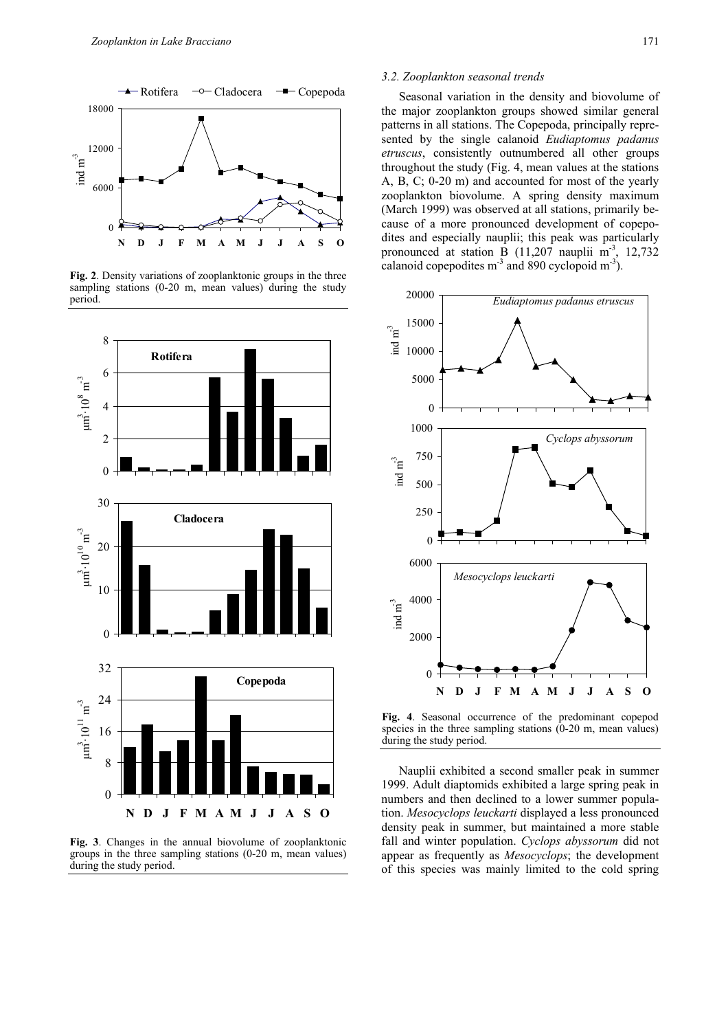**Fig. 2**. Density variations of zooplanktonic groups in the three sampling stations (0-20 m, mean values) during the study period.

**Fig. 3**. Changes in the annual biovolume of zooplanktonic groups in the three sampling stations (0-20 m, mean values) during the study period.

### 3.2. Zooplankton seasonal trends

Seasonal variation in the density and biovolume of the major zooplankton groups showed similar general patterns in all stations. The Copepoda, principally represented by the single calanoid *Eudiaptomus padanus etruscus*, consistently outnumbered all other groups throughout the study (Fig. 4, mean values at the stations A, B, C; 0-20 m) and accounted for most of the yearly zooplankton biovolume. A spring density maximum (March 1999) was observed at all stations, primarily because of a more pronounced development of copepodites and especially nauplii; this peak was particularly pronounced at station B (11,207 nauplii $m^{-3}$, 12,732 calanoid copepodites $m^{-3}$ and 890 cyclopoid $m^{-3}$).

**Fig. 4**. Seasonal occurrence of the predominant copepod species in the three sampling stations (0-20 m, mean values) during the study period.

Nauplii exhibited a second smaller peak in summer 1999. Adult diaptomids exhibited a large spring peak in numbers and then declined to a lower summer population. *Mesocyclops leuckarti* displayed a less pronounced density peak in summer, but maintained a more stable fall and winter population. *Cyclops abyssorum* did not appear as frequently as *Mesocyclops*; the development of this species was mainly limited to the cold spring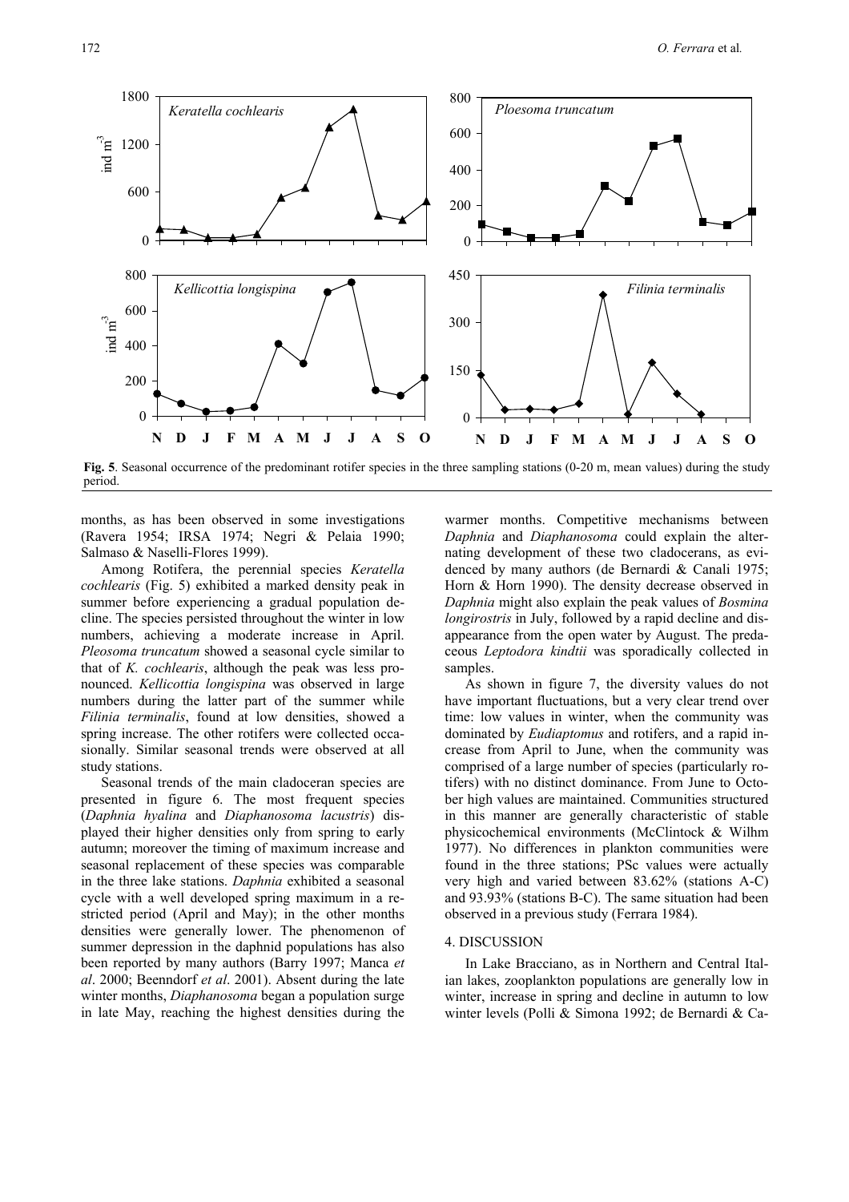Keratella cochlearis

1800
1200
600
0

ind m$^{-3}$

Ploesoma truncatum

800
600
400
200
0

Kellicottia longispina

800
600
400
200
0

ind m$^{-3}$

Filinia terminalis

450
300
150
0

N D J F M A M J J A S O

N D J F M A M J J A S O

**Fig. 5**. Seasonal occurrence of the predominant rotifer species in the three sampling stations (0-20 m, mean values) during the study period.

months, as has been observed in some investigations (Ravera 1954; IRSA 1974; Negri & Pelaia 1990; Salmaso & Naselli-Flores 1999).

Among Rotifera, the perennial species *Keratella cochlearis* (Fig. 5) exhibited a marked density peak in summer before experiencing a gradual population decline. The species persisted throughout the winter in low numbers, achieving a moderate increase in April. *Pleosoma truncatum* showed a seasonal cycle similar to that of *K. cochlearis*, although the peak was less pronounced. *Kellicottia longispina* was observed in large numbers during the latter part of the summer while *Filinia terminalis*, found at low densities, showed a spring increase. The other rotifers were collected occasionally. Similar seasonal trends were observed at all study stations.

Seasonal trends of the main cladoceran species are presented in figure 6. The most frequent species (*Daphnia hyalina* and *Diaphanosoma lacustris*) displayed their higher densities only from spring to early autumn; moreover the timing of maximum increase and seasonal replacement of these species was comparable in the three lake stations. *Daphnia* exhibited a seasonal cycle with a well developed spring maximum in a restricted period (April and May); in the other months densities were generally lower. The phenomenon of summer depression in the daphnid populations has also been reported by many authors (Barry 1997; Manca *et al*. 2000; Beenndorf *et al*. 2001). Absent during the late winter months, *Diaphanosoma* began a population surge in late May, reaching the highest densities during the warmer months. Competitive mechanisms between *Daphnia* and *Diaphanosoma* could explain the alternating development of these two cladocerans, as evidenced by many authors (de Bernardi & Canali 1975; Horn & Horn 1990). The density decrease observed in *Daphnia* might also explain the peak values of *Bosmina longirostris* in July, followed by a rapid decline and disappearance from the open water by August. The predaceous *Leptodora kindtii* was sporadically collected in samples.

As shown in figure 7, the diversity values do not have important fluctuations, but a very clear trend over time: low values in winter, when the community was dominated by *Eudiaptomus* and rotifers, and a rapid increase from April to June, when the community was comprised of a large number of species (particularly rotifers) with no distinct dominance. From June to October high values are maintained. Communities structured in this manner are generally characteristic of stable physicochemical environments (McClintock & Wilhm 1977). No differences in plankton communities were found in the three stations; PSc values were actually very high and varied between 83.62% (stations A-C) and 93.93% (stations B-C). The same situation had been observed in a previous study (Ferrara 1984).

## 4. DISCUSSION

In Lake Bracciano, as in Northern and Central Italian lakes, zooplankton populations are generally low in winter, increase in spring and decline in autumn to low winter levels (Polli & Simona 1992; de Bernardi & Ca-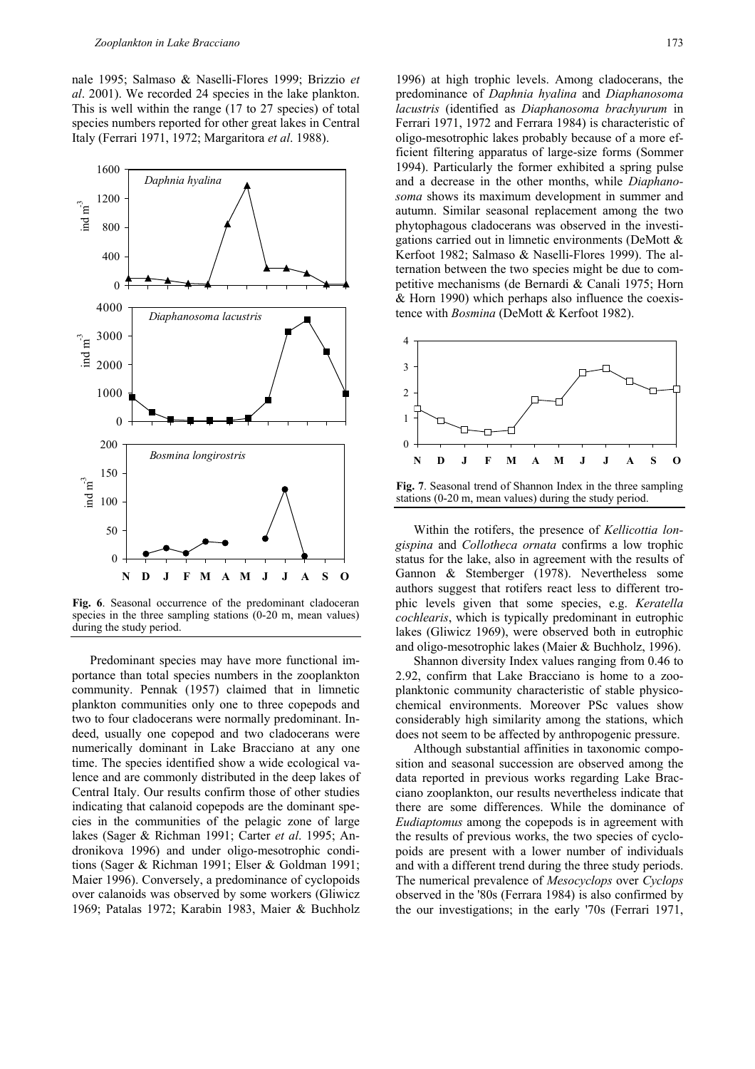nale 1995; Salmaso & Naselli-Flores 1999; Brizzio *et al*. 2001). We recorded 24 species in the lake plankton. This is well within the range (17 to 27 species) of total species numbers reported for other great lakes in Central Italy (Ferrari 1971, 1972; Margaritora *et al*. 1988).

**Fig. 6**. Seasonal occurrence of the predominant cladoceran species in the three sampling stations (0-20 m, mean values) during the study period.

Predominant species may have more functional importance than total species numbers in the zooplankton community. Pennak (1957) claimed that in limnetic plankton communities only one to three copepods and two to four cladocerans were normally predominant. Indeed, usually one copepod and two cladocerans were numerically dominant in Lake Bracciano at any one time. The species identified show a wide ecological valence and are commonly distributed in the deep lakes of Central Italy. Our results confirm those of other studies indicating that calanoid copepods are the dominant species in the communities of the pelagic zone of large lakes (Sager & Richman 1991; Carter *et al*. 1995; Andronikova 1996) and under oligo-mesotrophic conditions (Sager & Richman 1991; Elser & Goldman 1991; Maier 1996). Conversely, a predominance of cyclopoids over calanoids was observed by some workers (Gliwicz 1969; Patalas 1972; Karabin 1983, Maier & Buchholz 1996) at high trophic levels. Among cladocerans, the predominance of *Daphnia hyalina* and *Diaphanosoma lacustris* (identified as *Diaphanosoma brachyurum* in Ferrari 1971, 1972 and Ferrara 1984) is characteristic of oligo-mesotrophic lakes probably because of a more efficient filtering apparatus of large-size forms (Sommer 1994). Particularly the former exhibited a spring pulse and a decrease in the other months, while *Diaphanosoma* shows its maximum development in summer and autumn. Similar seasonal replacement among the two phytophagous cladocerans was observed in the investigations carried out in limnetic environments (DeMott & Kerfoot 1982; Salmaso & Naselli-Flores 1999). The alternation between the two species might be due to competitive mechanisms (de Bernardi & Canali 1975; Horn & Horn 1990) which perhaps also influence the coexistence with *Bosmina* (DeMott & Kerfoot 1982).

**Fig. 7**. Seasonal trend of Shannon Index in the three sampling stations (0-20 m, mean values) during the study period.

Within the rotifers, the presence of *Kellicottia longispina* and *Collotheca ornata* confirms a low trophic status for the lake, also in agreement with the results of Gannon & Stemberger (1978). Nevertheless some authors suggest that rotifers react less to different trophic levels given that some species, e.g. *Keratella cochlearis*, which is typically predominant in eutrophic lakes (Gliwicz 1969), were observed both in eutrophic and oligo-mesotrophic lakes (Maier & Buchholz, 1996).

Shannon diversity Index values ranging from 0.46 to 2.92, confirm that Lake Bracciano is home to a zooplanktonic community characteristic of stable physicochemical environments. Moreover PSc values show considerably high similarity among the stations, which does not seem to be affected by anthropogenic pressure.

Although substantial affinities in taxonomic composition and seasonal succession are observed among the data reported in previous works regarding Lake Bracciano zooplankton, our results nevertheless indicate that there are some differences. While the dominance of *Eudiaptomus* among the copepods is in agreement with the results of previous works, the two species of cyclopoids are present with a lower number of individuals and with a different trend during the three study periods. The numerical prevalence of *Mesocyclops* over *Cyclops* observed in the '80s (Ferrara 1984) is also confirmed by the our investigations; in the early '70s (Ferrari 1971,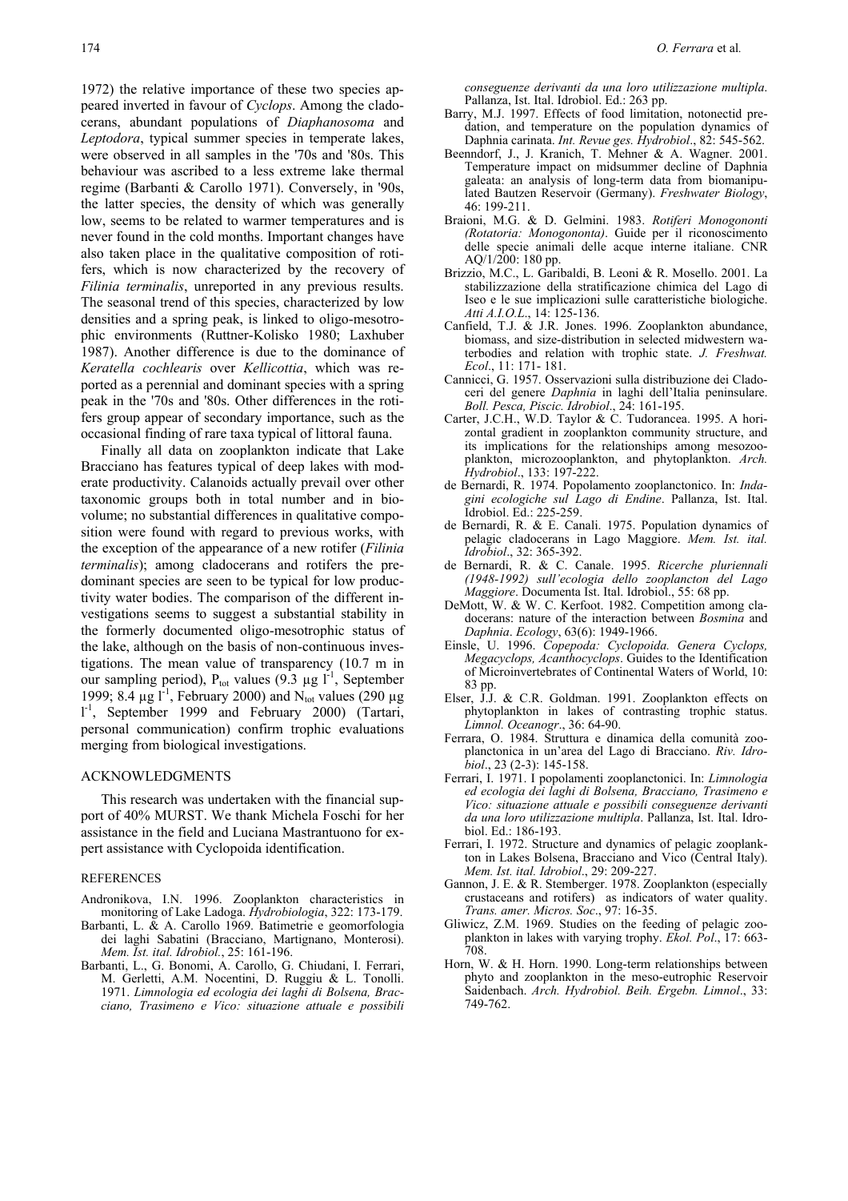1972) the relative importance of these two species appeared inverted in favour of *Cyclops*. Among the cladocerans, abundant populations of *Diaphanosoma* and *Leptodora*, typical summer species in temperate lakes, were observed in all samples in the '70s and '80s. This behaviour was ascribed to a less extreme lake thermal regime (Barbanti & Carollo 1971). Conversely, in '90s, the latter species, the density of which was generally low, seems to be related to warmer temperatures and is never found in the cold months. Important changes have also taken place in the qualitative composition of rotifers, which is now characterized by the recovery of *Filinia terminalis*, unreported in any previous results. The seasonal trend of this species, characterized by low densities and a spring peak, is linked to oligo-mesotrophic environments (Ruttner-Kolisko 1980; Laxhuber 1987). Another difference is due to the dominance of *Keratella cochlearis* over *Kellicottia*, which was reported as a perennial and dominant species with a spring peak in the '70s and '80s. Other differences in the rotifers group appear of secondary importance, such as the occasional finding of rare taxa typical of littoral fauna.

Finally all data on zooplankton indicate that Lake Bracciano has features typical of deep lakes with moderate productivity. Calanoids actually prevail over other taxonomic groups both in total number and in biovolume; no substantial differences in qualitative composition were found with regard to previous works, with the exception of the appearance of a new rotifer (*Filinia terminalis*); among cladocerans and rotifers the predominant species are seen to be typical for low productivity water bodies. The comparison of the different investigations seems to suggest a substantial stability in the formerly documented oligo-mesotrophic status of the lake, although on the basis of non-continuous investigations. The mean value of transparency (10.7 m in our sampling period), $P_{tot}$ values (9.3 µg $l^{-1}$, September 1999; 8.4 µg $l^{-1}$, February 2000) and $N_{tot}$ values (290 µg $l^{-1}$, September 1999 and February 2000) (Tartari, personal communication) confirm trophic evaluations merging from biological investigations.

## ACKNOWLEDGMENTS

This research was undertaken with the financial support of 40% MURST. We thank Michela Foschi for her assistance in the field and Luciana Mastrantuono for expert assistance with Cyclopoida identification.

## REFERENCES

Andronikova, I.N. 1996. Zooplankton characteristics in monitoring of Lake Ladoga. *Hydrobiologia*, 322: 173-179.

Barbanti, L. & A. Carollo 1969. Batimetrie e geomorfologia dei laghi Sabatini (Bracciano, Martignano, Monterosi). *Mem. Ist. ital. Idrobiol.*, 25: 161-196.

Barbanti, L., G. Bonomi, A. Carollo, G. Chiudani, I. Ferrari, M. Gerletti, A.M. Nocentini, D. Ruggiu & L. Tonolli. 1971. *Limnologia ed ecologia dei laghi di Bolsena, Bracciano, Trasimeno e Vico: situazione attuale e possibili conseguenze derivanti da una loro utilizzazione multipla*. Pallanza, Ist. Ital. Idrobiol. Ed.: 263 pp.

Barry, M.J. 1997. Effects of food limitation, notonectid predation, and temperature on the population dynamics of Daphnia carinata. *Int. Revue ges. Hydrobiol*., 82: 545-562.

Beenndorf, J., J. Kranich, T. Mehner & A. Wagner. 2001. Temperature impact on midsummer decline of Daphnia galeata: an analysis of long-term data from biomanipulated Bautzen Reservoir (Germany). *Freshwater Biology*, 46: 199-211.

Braioni, M.G. & D. Gelmini. 1983. *Rotiferi Monogononti (Rotatoria: Monogononta)*. Guide per il riconoscimento delle specie animali delle acque interne italiane. CNR AQ/1/200: 180 pp.

Brizzio, M.C., L. Garibaldi, B. Leoni & R. Mosello. 2001. La stabilizzazione della stratificazione chimica del Lago di Iseo e le sue implicazioni sulle caratteristiche biologiche. *Atti A.I.O.L*., 14: 125-136.

Canfield, T.J. & J.R. Jones. 1996. Zooplankton abundance, biomass, and size-distribution in selected midwestern waterbodies and relation with trophic state. *J. Freshwat. Ecol*., 11: 171- 181.

Cannicci, G. 1957. Osservazioni sulla distribuzione dei Cladoceri del genere *Daphnia* in laghi dell'Italia peninsulare. *Boll. Pesca, Piscic. Idrobiol*., 24: 161-195.

Carter, J.C.H., W.D. Taylor & C. Tudorancea. 1995. A horizontal gradient in zooplankton community structure, and its implications for the relationships among mesozooplankton, microzooplankton, and phytoplankton. *Arch. Hydrobiol*., 133: 197-222.

de Bernardi, R. 1974. Popolamento zooplanctonico. In: *Indagini ecologiche sul Lago di Endine*. Pallanza, Ist. Ital. Idrobiol. Ed.: 225-259.

de Bernardi, R. & E. Canali. 1975. Population dynamics of pelagic cladocerans in Lago Maggiore. *Mem. Ist. ital. Idrobiol*., 32: 365-392.

de Bernardi, R. & C. Canale. 1995. *Ricerche pluriennali (1948-1992) sull'ecologia dello zooplancton del Lago Maggiore*. Documenta Ist. Ital. Idrobiol., 55: 68 pp.

DeMott, W. & W. C. Kerfoot. 1982. Competition among cladocerans: nature of the interaction between *Bosmina* and *Daphnia*. *Ecology*, 63(6): 1949-1966.

Einsle, U. 1996. *Copepoda: Cyclopoida. Genera Cyclops, Megacyclops, Acanthocyclops*. Guides to the Identification of Microinvertebrates of Continental Waters of World, 10: 83 pp.

Elser, J.J. & C.R. Goldman. 1991. Zooplankton effects on phytoplankton in lakes of contrasting trophic status. *Limnol. Oceanogr*., 36: 64-90.

Ferrara, O. 1984. Struttura e dinamica della comunità zooplanctonica in un'area del Lago di Bracciano. *Riv. Idrobiol*., 23 (2-3): 145-158.

Ferrari, I. 1971. I popolamenti zooplanctonici. In: *Limnologia ed ecologia dei laghi di Bolsena, Bracciano, Trasimeno e Vico: situazione attuale e possibili conseguenze derivanti da una loro utilizzazione multipla*. Pallanza, Ist. Ital. Idrobiol. Ed.: 186-193.

Ferrari, I. 1972. Structure and dynamics of pelagic zooplankton in Lakes Bolsena, Bracciano and Vico (Central Italy). *Mem. Ist. ital. Idrobiol*., 29: 209-227.

Gannon, J. E. & R. Stemberger. 1978. Zooplankton (especially crustaceans and rotifers) as indicators of water quality. *Trans. amer. Micros. Soc*., 97: 16-35.

Gliwicz, Z.M. 1969. Studies on the feeding of pelagic zooplankton in lakes with varying trophy. *Ekol. Pol*., 17: 663-708.

Horn, W. & H. Horn. 1990. Long-term relationships between phyto and zooplankton in the meso-eutrophic Reservoir Saidenbach. *Arch. Hydrobiol. Beih. Ergebn. Limnol*., 33: 749-762.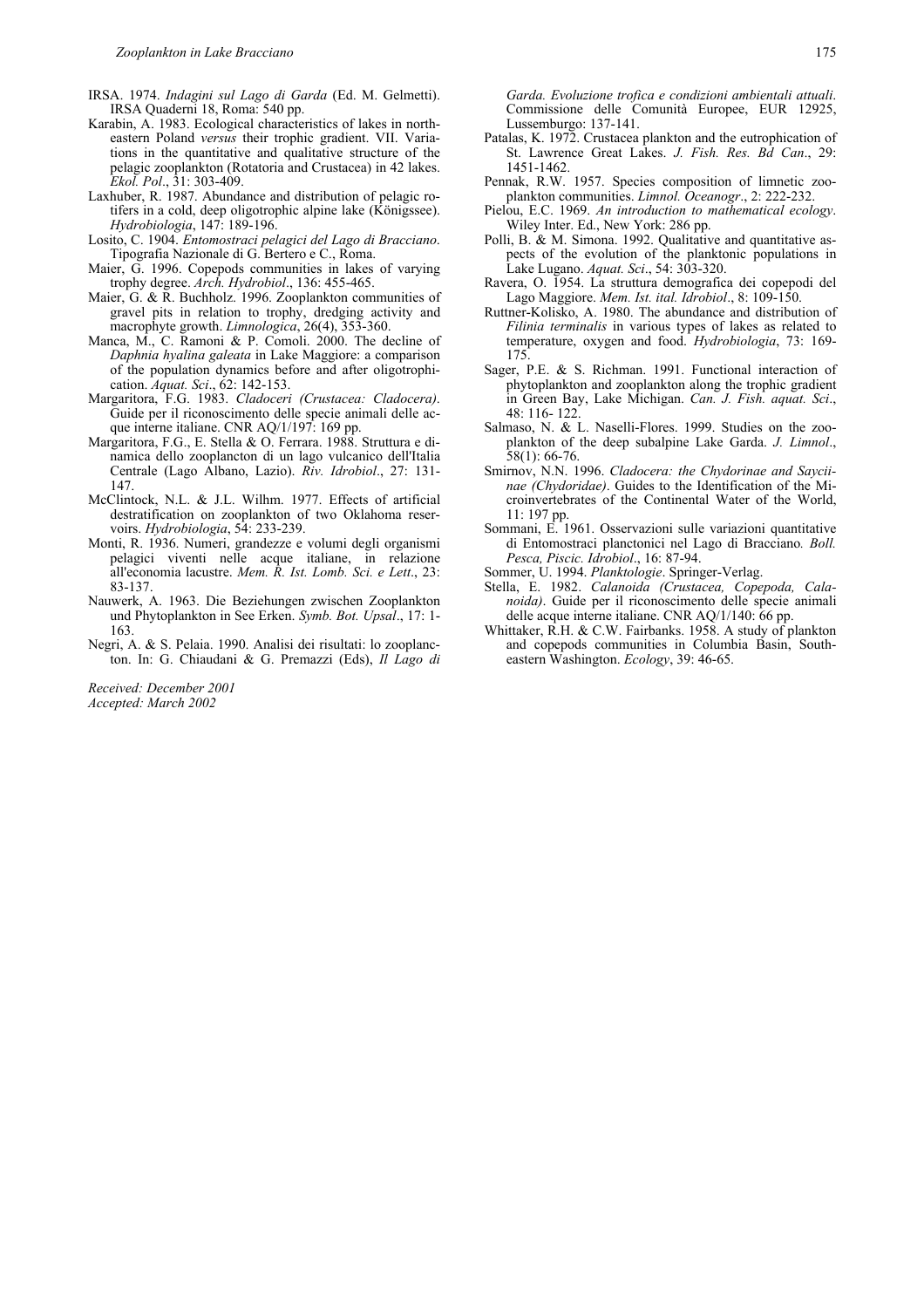IRSA. 1974. *Indagini sul Lago di Garda* (Ed. M. Gelmetti). IRSA Quaderni 18, Roma: 540 pp.

Karabin, A. 1983. Ecological characteristics of lakes in north-eastern Poland *versus* their trophic gradient. VII. Variations in the quantitative and qualitative structure of the pelagic zooplankton (Rotatoria and Crustacea) in 42 lakes. *Ekol. Pol*., 31: 303-409.

Laxhuber, R. 1987. Abundance and distribution of pelagic rotifers in a cold, deep oligotrophic alpine lake (Königssee). *Hydrobiologia*, 147: 189-196.

Losito, C. 1904. *Entomostraci pelagici del Lago di Bracciano*. Tipografia Nazionale di G. Bertero e C., Roma.

Maier, G. 1996. Copepods communities in lakes of varying trophy degree. *Arch. Hydrobiol*., 136: 455-465.

Maier, G. & R. Buchholz. 1996. Zooplankton communities of gravel pits in relation to trophy, dredging activity and macrophyte growth. *Limnologica*, 26(4), 353-360.

Manca, M., C. Ramoni & P. Comoli. 2000. The decline of *Daphnia hyalina galeata* in Lake Maggiore: a comparison of the population dynamics before and after oligotrophication. *Aquat. Sci*., 62: 142-153.

Margaritora, F.G. 1983. *Cladoceri (Crustacea: Cladocera)*. Guide per il riconoscimento delle specie animali delle acque interne italiane. CNR AQ/1/197: 169 pp.

Margaritora, F.G., E. Stella & O. Ferrara. 1988. Struttura e dinamica dello zooplancton di un lago vulcanico dell'Italia Centrale (Lago Albano, Lazio). *Riv. Idrobiol*., 27: 131-147.

McClintock, N.L. & J.L. Wilhm. 1977. Effects of artificial destratification on zooplankton of two Oklahoma reservoirs. *Hydrobiologia*, 54: 233-239.

Monti, R. 1936. Numeri, grandezze e volumi degli organismi pelagici viventi nelle acque italiane, in relazione all'economia lacustre. *Mem. R. Ist. Lomb. Sci. e Lett*., 23: 83-137.

Nauwerk, A. 1963. Die Beziehungen zwischen Zooplankton und Phytoplankton in See Erken. *Symb. Bot. Upsal*., 17: 1-163.

Negri, A. & S. Pelaia. 1990. Analisi dei risultati: lo zooplancton. In: G. Chiaudani & G. Premazzi (Eds), *Il Lago di Garda. Evoluzione trofica e condizioni ambientali attuali*. Commissione delle Comunità Europee, EUR 12925, Lussemburgo: 137-141.

Patalas, K. 1972. Crustacea plankton and the eutrophication of St. Lawrence Great Lakes. *J. Fish. Res. Bd Can*., 29: 1451-1462.

Pennak, R.W. 1957. Species composition of limnetic zooplankton communities. *Limnol. Oceanogr*., 2: 222-232.

Pielou, E.C. 1969. *An introduction to mathematical ecology*. Wiley Inter. Ed., New York: 286 pp.

Polli, B. & M. Simona. 1992. Qualitative and quantitative aspects of the evolution of the planktonic populations in Lake Lugano. *Aquat. Sci*., 54: 303-320.

Ravera, O. 1954. La struttura demografica dei copepodi del Lago Maggiore. *Mem. Ist. ital. Idrobiol*., 8: 109-150.

Ruttner-Kolisko, A. 1980. The abundance and distribution of *Filinia terminalis* in various types of lakes as related to temperature, oxygen and food. *Hydrobiologia*, 73: 169-175.

Sager, P.E. & S. Richman. 1991. Functional interaction of phytoplankton and zooplankton along the trophic gradient in Green Bay, Lake Michigan. *Can. J. Fish. aquat. Sci*., 48: 116- 122.

Salmaso, N. & L. Naselli-Flores. 1999. Studies on the zooplankton of the deep subalpine Lake Garda. *J. Limnol*., 58(1): 66-76.

Smirnov, N.N. 1996. *Cladocera: the Chydorinae and Sayciinae (Chydoridae)*. Guides to the Identification of the Microinvertebrates of the Continental Water of the World, 11: 197 pp.

Sommani, E. 1961. Osservazioni sulle variazioni quantitative di Entomostraci planctonici nel Lago di Bracciano*. Boll. Pesca, Piscic. Idrobiol*., 16: 87-94.

Sommer, U. 1994. *Planktologie*. Springer-Verlag.

Stella, E. 1982. *Calanoida (Crustacea, Copepoda, Calanoida)*. Guide per il riconoscimento delle specie animali delle acque interne italiane. CNR AQ/1/140: 66 pp.

Whittaker, R.H. & C.W. Fairbanks. 1958. A study of plankton and copepods communities in Columbia Basin, South-eastern Washington. *Ecology*, 39: 46-65.

*Received: December 2001*
*Accepted: March 2002*